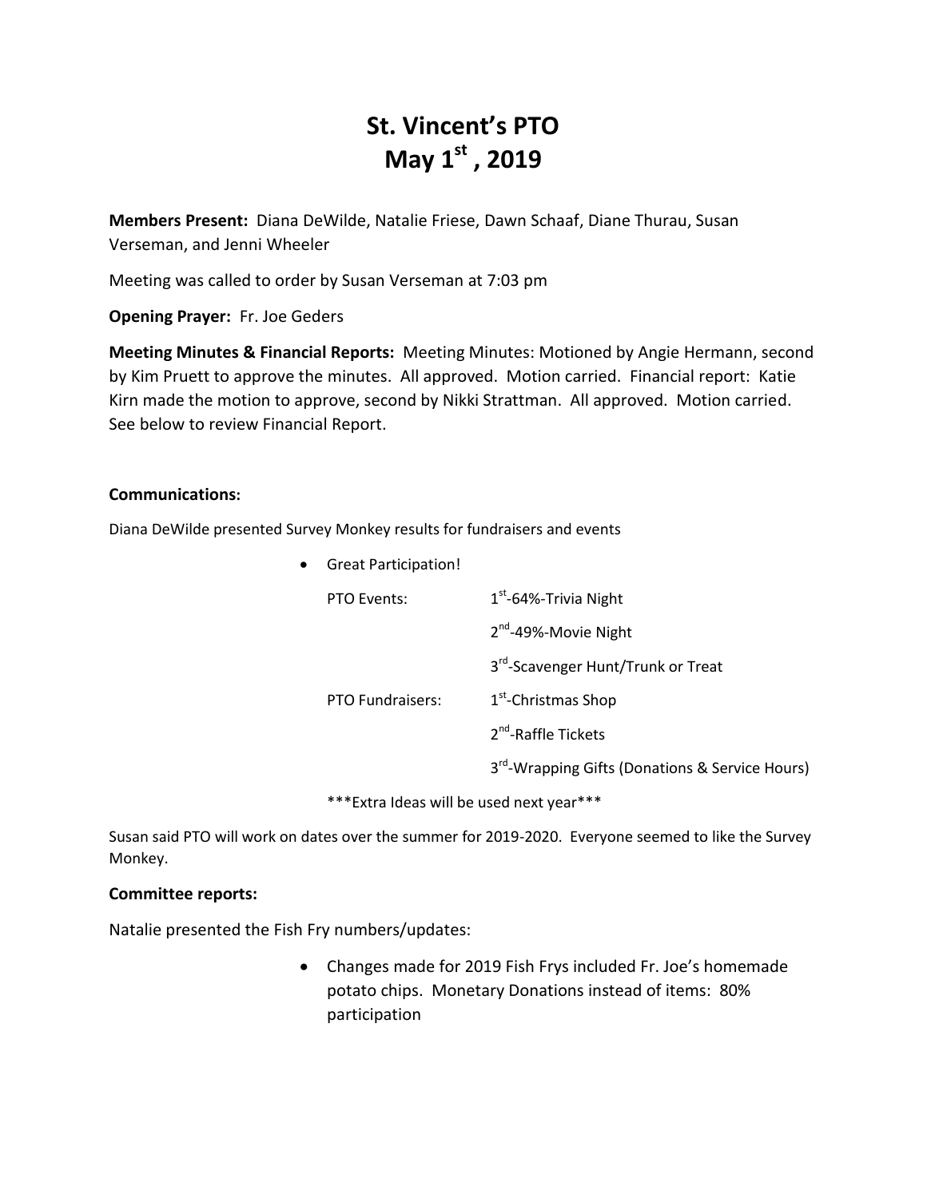# St. Vincent's PTO
# May 1st, 2019

**Members Present:** Diana DeWilde, Natalie Friese, Dawn Schaaf, Diane Thurau, Susan Verseman, and Jenni Wheeler

Meeting was called to order by Susan Verseman at 7:03 pm

**Opening Prayer:** Fr. Joe Geders

**Meeting Minutes & Financial Reports:** Meeting Minutes: Motioned by Angie Hermann, second by Kim Pruett to approve the minutes. All approved. Motion carried. Financial report: Katie Kirn made the motion to approve, second by Nikki Strattman. All approved. Motion carried. See below to review Financial Report.

**Communications:**

Diana DeWilde presented Survey Monkey results for fundraisers and events

- Great Participation!

  PTO Events:
  - 1st-64%-Trivia Night
  - 2nd-49%-Movie Night
  - 3rd-Scavenger Hunt/Trunk or Treat

  PTO Fundraisers:
  - 1st-Christmas Shop
  - 2nd-Raffle Tickets
  - 3rd-Wrapping Gifts (Donations & Service Hours)

  ***Extra Ideas will be used next year***

Susan said PTO will work on dates over the summer for 2019-2020. Everyone seemed to like the Survey Monkey.

**Committee reports:**

Natalie presented the Fish Fry numbers/updates:

- Changes made for 2019 Fish Frys included Fr. Joe's homemade potato chips. Monetary Donations instead of items: 80% participation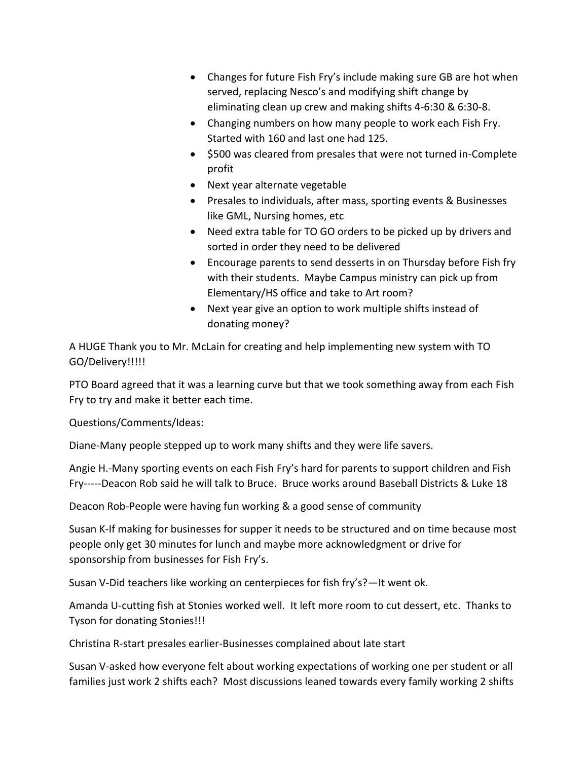- Changes for future Fish Fry's include making sure GB are hot when served, replacing Nesco's and modifying shift change by eliminating clean up crew and making shifts 4-6:30 & 6:30-8.
- Changing numbers on how many people to work each Fish Fry. Started with 160 and last one had 125.
- $500 was cleared from presales that were not turned in-Complete profit
- Next year alternate vegetable
- Presales to individuals, after mass, sporting events & Businesses like GML, Nursing homes, etc
- Need extra table for TO GO orders to be picked up by drivers and sorted in order they need to be delivered
- Encourage parents to send desserts in on Thursday before Fish fry with their students. Maybe Campus ministry can pick up from Elementary/HS office and take to Art room?
- Next year give an option to work multiple shifts instead of donating money?

A HUGE Thank you to Mr. McLain for creating and help implementing new system with TO GO/Delivery!!!!!

PTO Board agreed that it was a learning curve but that we took something away from each Fish Fry to try and make it better each time.

Questions/Comments/Ideas:

Diane-Many people stepped up to work many shifts and they were life savers.

Angie H.-Many sporting events on each Fish Fry's hard for parents to support children and Fish Fry-----Deacon Rob said he will talk to Bruce. Bruce works around Baseball Districts & Luke 18

Deacon Rob-People were having fun working & a good sense of community

Susan K-If making for businesses for supper it needs to be structured and on time because most people only get 30 minutes for lunch and maybe more acknowledgment or drive for sponsorship from businesses for Fish Fry's.

Susan V-Did teachers like working on centerpieces for fish fry's?—It went ok.

Amanda U-cutting fish at Stonies worked well. It left more room to cut dessert, etc. Thanks to Tyson for donating Stonies!!!

Christina R-start presales earlier-Businesses complained about late start

Susan V-asked how everyone felt about working expectations of working one per student or all families just work 2 shifts each? Most discussions leaned towards every family working 2 shifts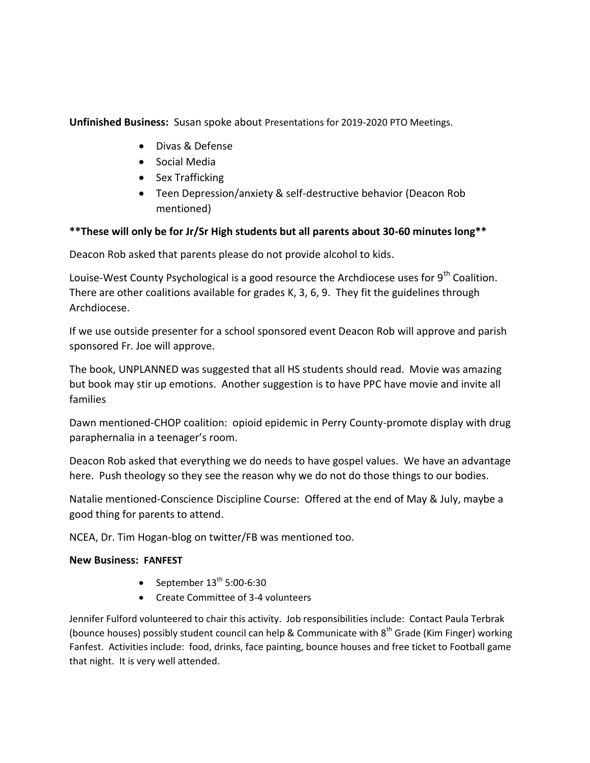**Unfinished Business:** Susan spoke about Presentations for 2019-2020 PTO Meetings.

- Divas & Defense
- Social Media
- Sex Trafficking
- Teen Depression/anxiety & self-destructive behavior (Deacon Rob mentioned)

**\*\*These will only be for Jr/Sr High students but all parents about 30-60 minutes long\*\***

Deacon Rob asked that parents please do not provide alcohol to kids.

Louise-West County Psychological is a good resource the Archdiocese uses for 9th Coalition. There are other coalitions available for grades K, 3, 6, 9. They fit the guidelines through Archdiocese.

If we use outside presenter for a school sponsored event Deacon Rob will approve and parish sponsored Fr. Joe will approve.

The book, UNPLANNED was suggested that all HS students should read. Movie was amazing but book may stir up emotions. Another suggestion is to have PPC have movie and invite all families

Dawn mentioned-CHOP coalition: opioid epidemic in Perry County-promote display with drug paraphernalia in a teenager's room.

Deacon Rob asked that everything we do needs to have gospel values. We have an advantage here. Push theology so they see the reason why we do not do those things to our bodies.

Natalie mentioned-Conscience Discipline Course: Offered at the end of May & July, maybe a good thing for parents to attend.

NCEA, Dr. Tim Hogan-blog on twitter/FB was mentioned too.

**New Business: FANFEST**

- September 13th 5:00-6:30
- Create Committee of 3-4 volunteers

Jennifer Fulford volunteered to chair this activity. Job responsibilities include: Contact Paula Terbrak (bounce houses) possibly student council can help & Communicate with 8th Grade (Kim Finger) working Fanfest. Activities include: food, drinks, face painting, bounce houses and free ticket to Football game that night. It is very well attended.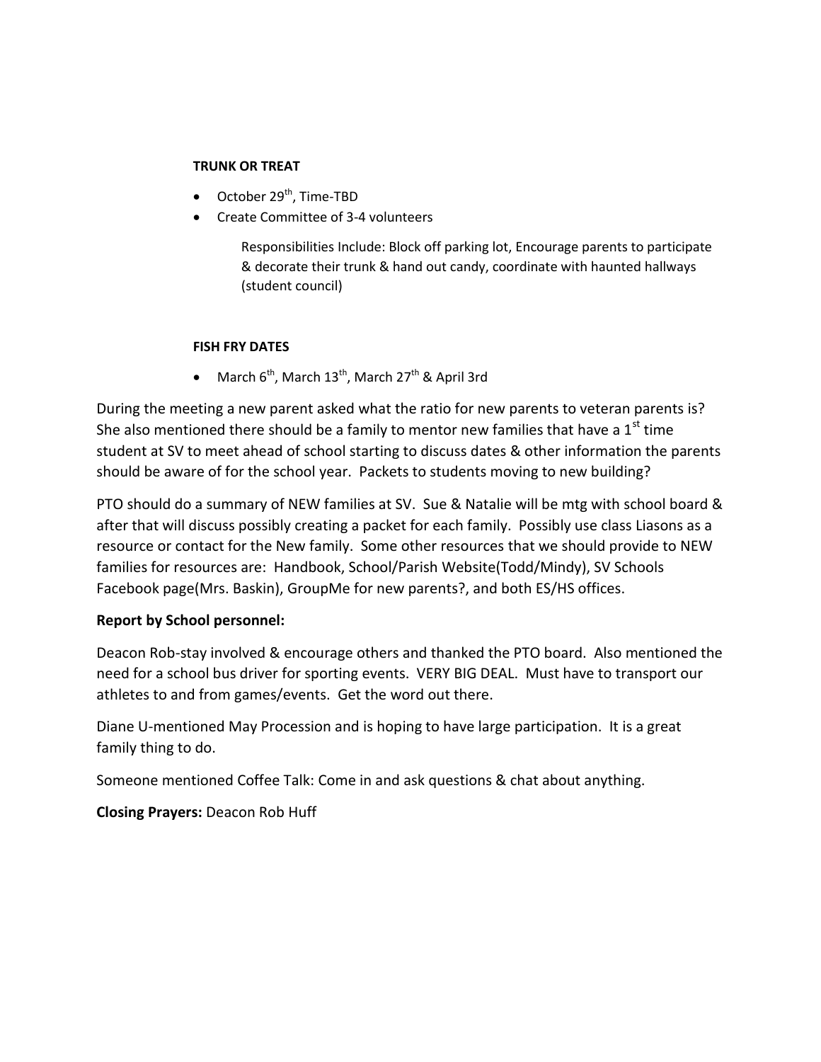**TRUNK OR TREAT**

- October 29th, Time-TBD
- Create Committee of 3-4 volunteers

    Responsibilities Include: Block off parking lot, Encourage parents to participate & decorate their trunk & hand out candy, coordinate with haunted hallways (student council)

**FISH FRY DATES**

- March 6th, March 13th, March 27th & April 3rd

During the meeting a new parent asked what the ratio for new parents to veteran parents is? She also mentioned there should be a family to mentor new families that have a 1st time student at SV to meet ahead of school starting to discuss dates & other information the parents should be aware of for the school year. Packets to students moving to new building?

PTO should do a summary of NEW families at SV. Sue & Natalie will be mtg with school board & after that will discuss possibly creating a packet for each family. Possibly use class Liasons as a resource or contact for the New family. Some other resources that we should provide to NEW families for resources are: Handbook, School/Parish Website(Todd/Mindy), SV Schools Facebook page(Mrs. Baskin), GroupMe for new parents?, and both ES/HS offices.

**Report by School personnel:**

Deacon Rob-stay involved & encourage others and thanked the PTO board. Also mentioned the need for a school bus driver for sporting events. VERY BIG DEAL. Must have to transport our athletes to and from games/events. Get the word out there.

Diane U-mentioned May Procession and is hoping to have large participation. It is a great family thing to do.

Someone mentioned Coffee Talk: Come in and ask questions & chat about anything.

**Closing Prayers:** Deacon Rob Huff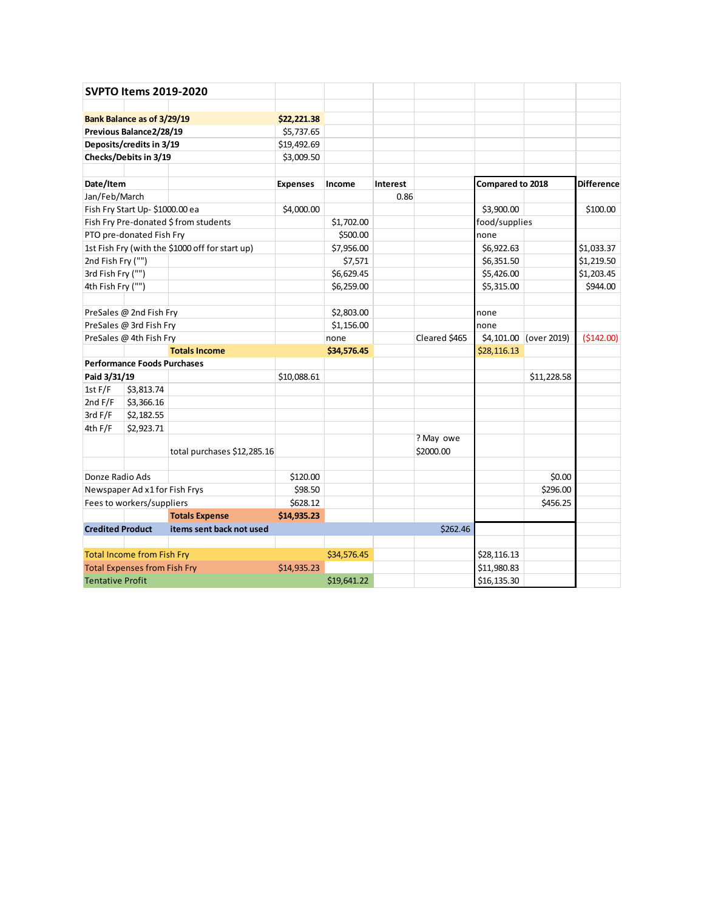## SVPTO Items 2019-2020

| | | | | | | | | |
|---|---|---|---|---|---|---|---|---|
| **Bank Balance as of 3/29/19** | | **$22,221.38** | | | | | | |
| **Previous Balance2/28/19** | | $5,737.65 | | | | | | |
| **Deposits/credits in 3/19** | | $19,492.69 | | | | | | |
| **Checks/Debits in 3/19** | | $3,009.50 | | | | | | |
| | | | | | | | | |
| **Date/Item** | | **Expenses** | **Income** | **Interest** | | **Compared to 2018** | | **Difference** |
| Jan/Feb/March | | | | 0.86 | | | | |
| Fish Fry Start Up- $1000.00 ea | | $4,000.00 | | | | $3,900.00 | | $100.00 |
| Fish Fry Pre-donated $ from students | | | $1,702.00 | | | food/supplies | | |
| PTO pre-donated Fish Fry | | | $500.00 | | | none | | |
| 1st Fish Fry (with the $1000 off for start up) | | | $7,956.00 | | | $6,922.63 | | $1,033.37 |
| 2nd Fish Fry ("") | | | $7,571 | | | $6,351.50 | | $1,219.50 |
| 3rd Fish Fry ("") | | | $6,629.45 | | | $5,426.00 | | $1,203.45 |
| 4th Fish Fry ("") | | | $6,259.00 | | | $5,315.00 | | $944.00 |
| | | | | | | | | |
| PreSales @ 2nd Fish Fry | | | $2,803.00 | | | none | | |
| PreSales @ 3rd Fish Fry | | | $1,156.00 | | | none | | |
| PreSales @ 4th Fish Fry | | | none | | Cleared $465 | $4,101.00 | (over 2019) | ($142.00) |
| | **Totals Income** | | **$34,576.45** | | | $28,116.13 | | |
| **Performance Foods Purchases** | | | | | | | | |
| **Paid 3/31/19** | | $10,088.61 | | | | | $11,228.58 | |
| 1st F/F | $3,813.74 | | | | | | | |
| 2nd F/F | $3,366.16 | | | | | | | |
| 3rd F/F | $2,182.55 | | | | | | | |
| 4th F/F | $2,923.71 | | | | | | | |
| | total purchases $12,285.16 | | | | ? May owe $2000.00 | | | |
| | | | | | | | | |
| Donze Radio Ads | | $120.00 | | | | | $0.00 | |
| Newspaper Ad x1 for Fish Frys | | $98.50 | | | | | $296.00 | |
| Fees to workers/suppliers | | $628.12 | | | | | $456.25 | |
| | **Totals Expense** | **$14,935.23** | | | | | | |
| **Credited Product** | **items sent back not used** | | | | $262.46 | | | |
| | | | | | | | | |
| Total Income from Fish Fry | | | $34,576.45 | | | $28,116.13 | | |
| Total Expenses from Fish Fry | | $14,935.23 | | | | $11,980.83 | | |
| Tentative Profit | | | $19,641.22 | | | $16,135.30 | | |